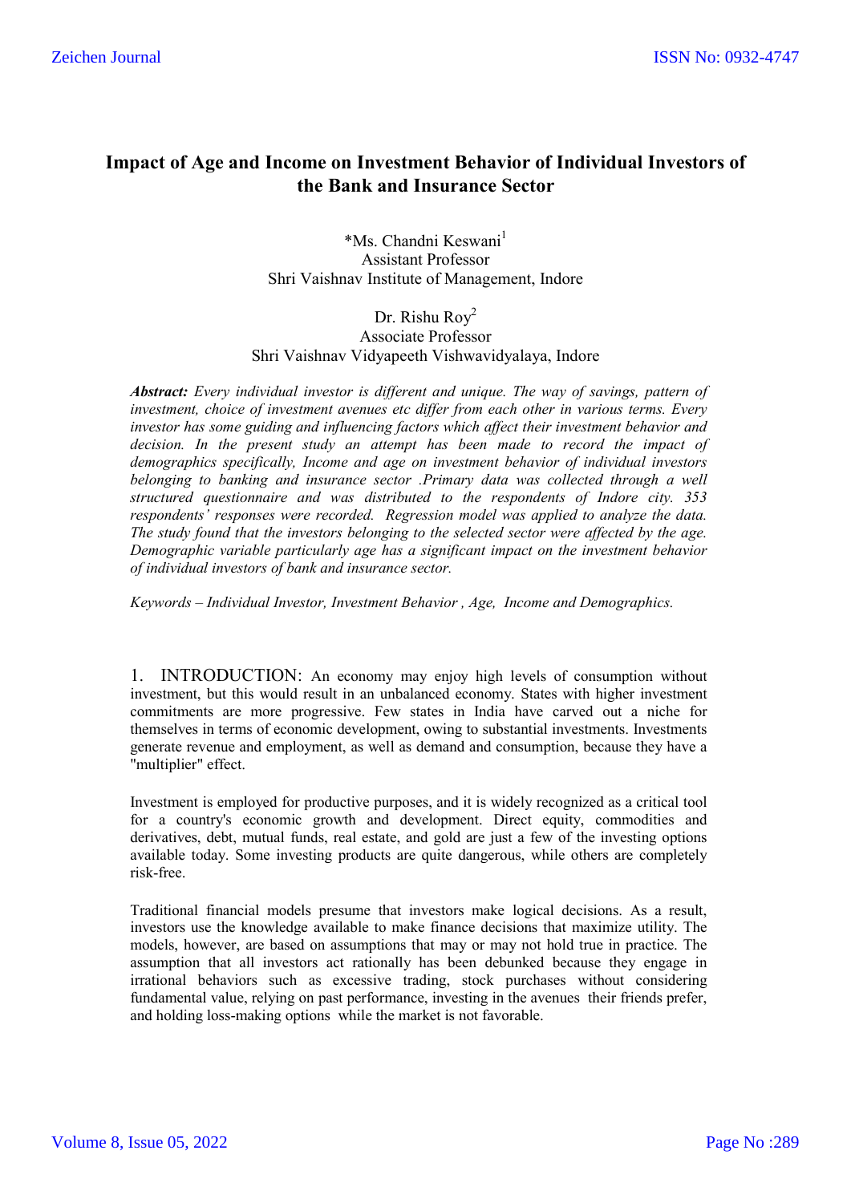# Impact of Age and Income on Investment Behavior of Individual Investors of the Bank and Insurance Sector

*Ms. Chandni Keswani[1]
Assistant Professor
Shri Vaishnav Institute of Management, Indore

Dr. Rishu Roy[2]
Associate Professor
Shri Vaishnav Vidyapeeth Vishwavidyalaya, Indore

***Abstract:*** *Every individual investor is different and unique. The way of savings, pattern of investment, choice of investment avenues etc differ from each other in various terms. Every investor has some guiding and influencing factors which affect their investment behavior and decision. In the present study an attempt has been made to record the impact of demographics specifically, Income and age on investment behavior of individual investors belonging to banking and insurance sector .Primary data was collected through a well structured questionnaire and was distributed to the respondents of Indore city. 353 respondents' responses were recorded. Regression model was applied to analyze the data. The study found that the investors belonging to the selected sector were affected by the age. Demographic variable particularly age has a significant impact on the investment behavior of individual investors of bank and insurance sector.*

*Keywords – Individual Investor, Investment Behavior , Age, Income and Demographics.*

## 1. INTRODUCTION:

An economy may enjoy high levels of consumption without investment, but this would result in an unbalanced economy. States with higher investment commitments are more progressive. Few states in India have carved out a niche for themselves in terms of economic development, owing to substantial investments. Investments generate revenue and employment, as well as demand and consumption, because they have a "multiplier" effect.

Investment is employed for productive purposes, and it is widely recognized as a critical tool for a country's economic growth and development. Direct equity, commodities and derivatives, debt, mutual funds, real estate, and gold are just a few of the investing options available today. Some investing products are quite dangerous, while others are completely risk-free.

Traditional financial models presume that investors make logical decisions. As a result, investors use the knowledge available to make finance decisions that maximize utility. The models, however, are based on assumptions that may or may not hold true in practice. The assumption that all investors act rationally has been debunked because they engage in irrational behaviors such as excessive trading, stock purchases without considering fundamental value, relying on past performance, investing in the avenues their friends prefer, and holding loss-making options while the market is not favorable.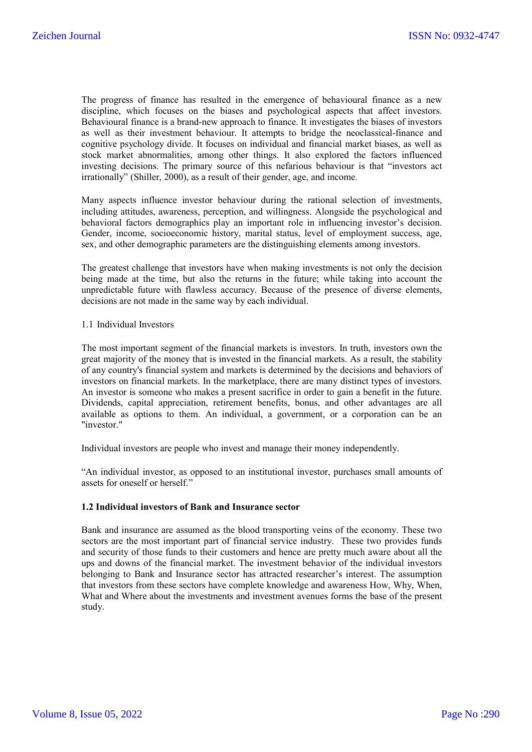The progress of finance has resulted in the emergence of behavioural finance as a new discipline, which focuses on the biases and psychological aspects that affect investors. Behavioural finance is a brand-new approach to finance. It investigates the biases of investors as well as their investment behaviour. It attempts to bridge the neoclassical-finance and cognitive psychology divide. It focuses on individual and financial market biases, as well as stock market abnormalities, among other things. It also explored the factors influenced investing decisions. The primary source of this nefarious behaviour is that "investors act irrationally" (Shiller, 2000), as a result of their gender, age, and income.

Many aspects influence investor behaviour during the rational selection of investments, including attitudes, awareness, perception, and willingness. Alongside the psychological and behavioral factors demographics play an important role in influencing investor's decision. Gender, income, socioeconomic history, marital status, level of employment success, age, sex, and other demographic parameters are the distinguishing elements among investors.

The greatest challenge that investors have when making investments is not only the decision being made at the time, but also the returns in the future; while taking into account the unpredictable future with flawless accuracy. Because of the presence of diverse elements, decisions are not made in the same way by each individual.

### 1.1 Individual Investors

The most important segment of the financial markets is investors. In truth, investors own the great majority of the money that is invested in the financial markets. As a result, the stability of any country's financial system and markets is determined by the decisions and behaviors of investors on financial markets. In the marketplace, there are many distinct types of investors. An investor is someone who makes a present sacrifice in order to gain a benefit in the future. Dividends, capital appreciation, retirement benefits, bonus, and other advantages are all available as options to them. An individual, a government, or a corporation can be an "investor."

Individual investors are people who invest and manage their money independently.

"An individual investor, as opposed to an institutional investor, purchases small amounts of assets for oneself or herself."

### 1.2 Individual investors of Bank and Insurance sector

Bank and insurance are assumed as the blood transporting veins of the economy. These two sectors are the most important part of financial service industry. These two provides funds and security of those funds to their customers and hence are pretty much aware about all the ups and downs of the financial market. The investment behavior of the individual investors belonging to Bank and Insurance sector has attracted researcher's interest. The assumption that investors from these sectors have complete knowledge and awareness How, Why, When, What and Where about the investments and investment avenues forms the base of the present study.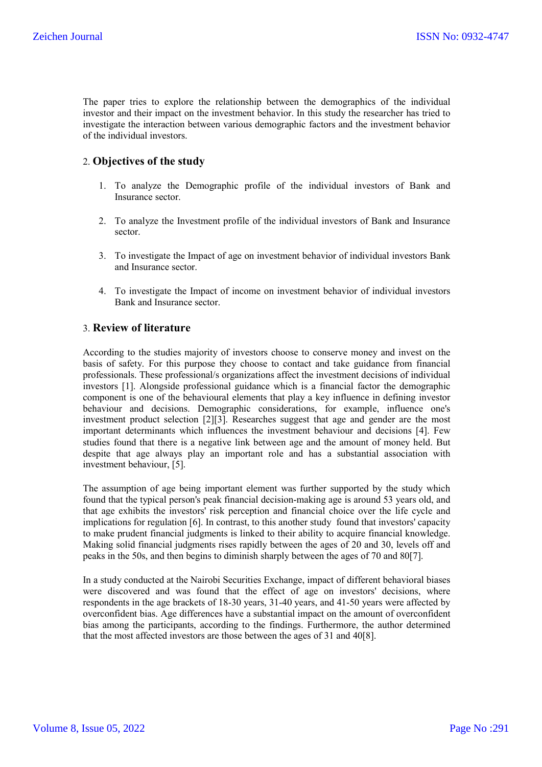The paper tries to explore the relationship between the demographics of the individual investor and their impact on the investment behavior. In this study the researcher has tried to investigate the interaction between various demographic factors and the investment behavior of the individual investors.

## 2. Objectives of the study

1. To analyze the Demographic profile of the individual investors of Bank and Insurance sector.

2. To analyze the Investment profile of the individual investors of Bank and Insurance sector.

3. To investigate the Impact of age on investment behavior of individual investors Bank and Insurance sector.

4. To investigate the Impact of income on investment behavior of individual investors Bank and Insurance sector.

## 3. Review of literature

According to the studies majority of investors choose to conserve money and invest on the basis of safety. For this purpose they choose to contact and take guidance from financial professionals. These professional/s organizations affect the investment decisions of individual investors [1]. Alongside professional guidance which is a financial factor the demographic component is one of the behavioural elements that play a key influence in defining investor behaviour and decisions. Demographic considerations, for example, influence one's investment product selection [2][3]. Researches suggest that age and gender are the most important determinants which influences the investment behaviour and decisions [4]. Few studies found that there is a negative link between age and the amount of money held. But despite that age always play an important role and has a substantial association with investment behaviour, [5].

The assumption of age being important element was further supported by the study which found that the typical person's peak financial decision-making age is around 53 years old, and that age exhibits the investors' risk perception and financial choice over the life cycle and implications for regulation [6]. In contrast, to this another study found that investors' capacity to make prudent financial judgments is linked to their ability to acquire financial knowledge. Making solid financial judgments rises rapidly between the ages of 20 and 30, levels off and peaks in the 50s, and then begins to diminish sharply between the ages of 70 and 80[7].

In a study conducted at the Nairobi Securities Exchange, impact of different behavioral biases were discovered and was found that the effect of age on investors' decisions, where respondents in the age brackets of 18-30 years, 31-40 years, and 41-50 years were affected by overconfident bias. Age differences have a substantial impact on the amount of overconfident bias among the participants, according to the findings. Furthermore, the author determined that the most affected investors are those between the ages of 31 and 40[8].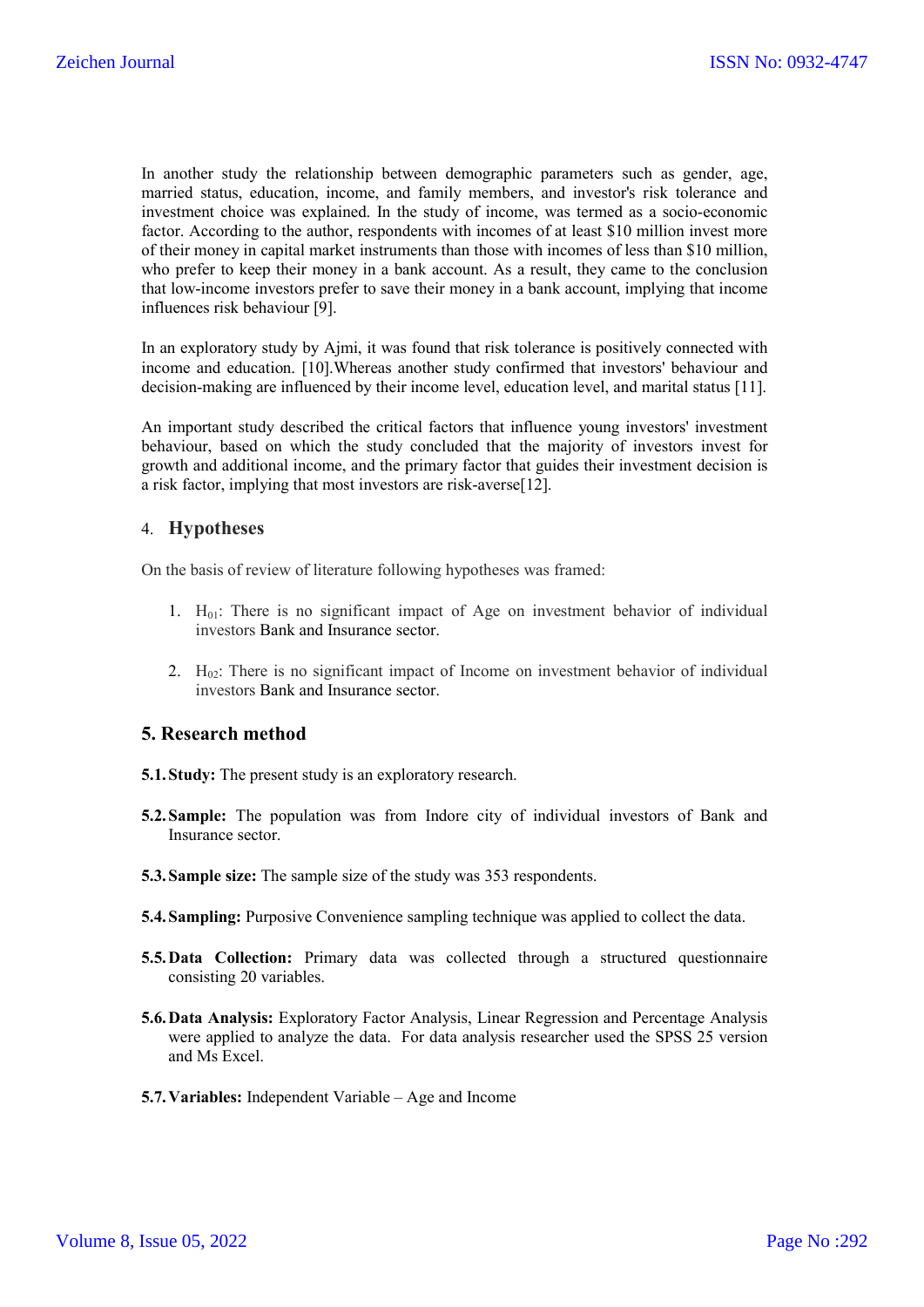In another study the relationship between demographic parameters such as gender, age, married status, education, income, and family members, and investor's risk tolerance and investment choice was explained. In the study of income, was termed as a socio-economic factor. According to the author, respondents with incomes of at least $10 million invest more of their money in capital market instruments than those with incomes of less than $10 million, who prefer to keep their money in a bank account. As a result, they came to the conclusion that low-income investors prefer to save their money in a bank account, implying that income influences risk behaviour [9].

In an exploratory study by Ajmi, it was found that risk tolerance is positively connected with income and education. [10].Whereas another study confirmed that investors' behaviour and decision-making are influenced by their income level, education level, and marital status [11].

An important study described the critical factors that influence young investors' investment behaviour, based on which the study concluded that the majority of investors invest for growth and additional income, and the primary factor that guides their investment decision is a risk factor, implying that most investors are risk-averse[12].

## 4. Hypotheses

On the basis of review of literature following hypotheses was framed:

1. $H_{01}$: There is no significant impact of Age on investment behavior of individual investors Bank and Insurance sector.
2. $H_{02}$: There is no significant impact of Income on investment behavior of individual investors Bank and Insurance sector.

## 5. Research method

**5.1. Study:** The present study is an exploratory research.

**5.2. Sample:** The population was from Indore city of individual investors of Bank and Insurance sector.

**5.3. Sample size:** The sample size of the study was 353 respondents.

**5.4. Sampling:** Purposive Convenience sampling technique was applied to collect the data.

**5.5. Data Collection:** Primary data was collected through a structured questionnaire consisting 20 variables.

**5.6. Data Analysis:** Exploratory Factor Analysis, Linear Regression and Percentage Analysis were applied to analyze the data. For data analysis researcher used the SPSS 25 version and Ms Excel.

**5.7. Variables:** Independent Variable – Age and Income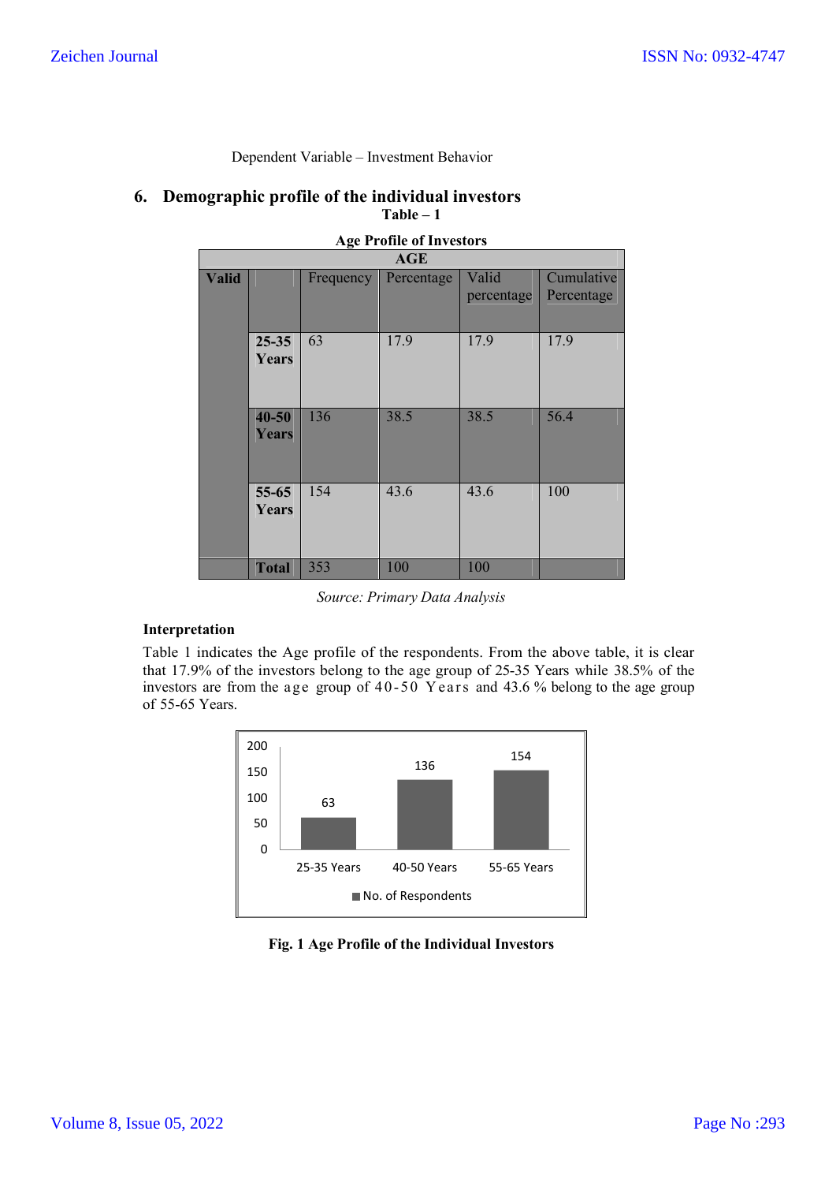Dependent Variable – Investment Behavior

## 6. Demographic profile of the individual investors

**Table – 1**

**Age Profile of Investors**

| AGE | | | | | |
|---|---|---|---|---|---|
| **Valid** | | Frequency | Percentage | Valid percentage | Cumulative Percentage |
| | **25-35 Years** | 63 | 17.9 | 17.9 | 17.9 |
| | **40-50 Years** | 136 | 38.5 | 38.5 | 56.4 |
| | **55-65 Years** | 154 | 43.6 | 43.6 | 100 |
| | **Total** | 353 | 100 | 100 | |

*Source: Primary Data Analysis*

**Interpretation**

Table 1 indicates the Age profile of the respondents. From the above table, it is clear that 17.9% of the investors belong to the age group of 25-35 Years while 38.5% of the investors are from the age group of 40-50 Years and 43.6 % belong to the age group of 55-65 Years.

| | No. of Respondents |
|---|---|
| 25-35 Years | 63 |
| 40-50 Years | 136 |
| 55-65 Years | 154 |

**Fig. 1 Age Profile of the Individual Investors**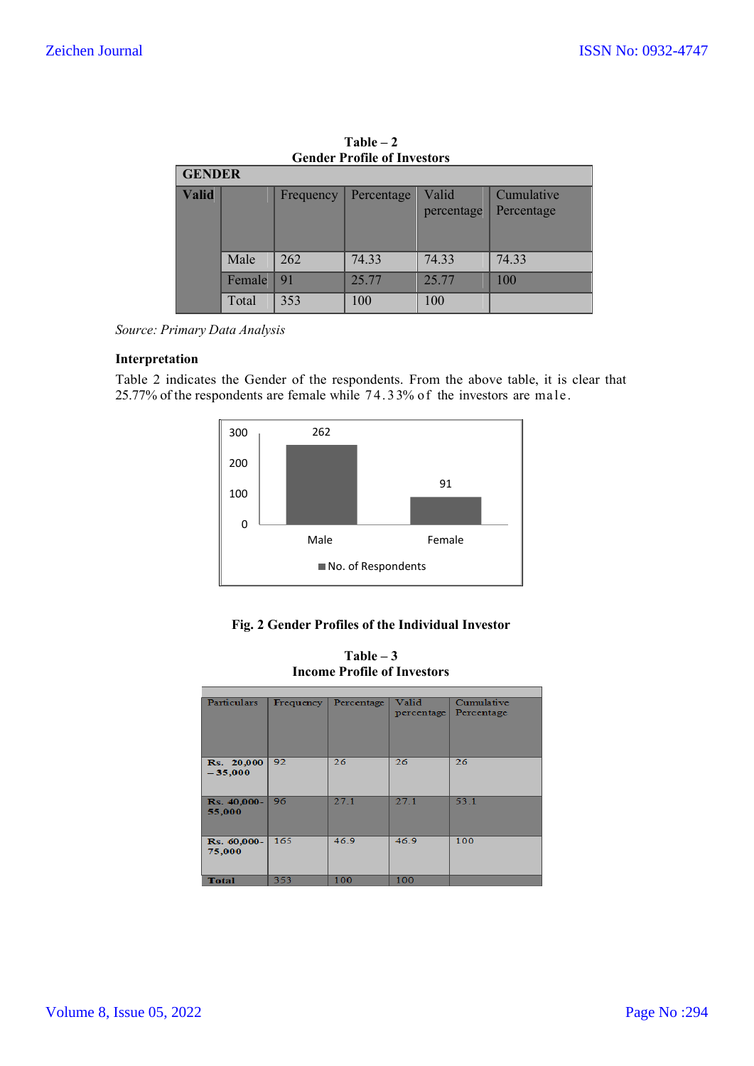**Table – 2**
**Gender Profile of Investors**

| GENDER | | | | | |
|---|---|---|---|---|---|
| **Valid** | | Frequency | Percentage | Valid percentage | Cumulative Percentage |
| | Male | 262 | 74.33 | 74.33 | 74.33 |
| | Female | 91 | 25.77 | 25.77 | 100 |
| | Total | 353 | 100 | 100 | |

*Source: Primary Data Analysis*

**Interpretation**

Table 2 indicates the Gender of the respondents. From the above table, it is clear that 25.77% of the respondents are female while 74.33% of the investors are male.

| | No. of Respondents |
|---|---|
| Male | 262 |
| Female | 91 |

**Fig. 2 Gender Profiles of the Individual Investor**

**Table – 3**
**Income Profile of Investors**

| Particulars | Frequency | Percentage | Valid percentage | Cumulative Percentage |
|---|---|---|---|---|
| Rs. 20,000 – 35,000 | 92 | 26 | 26 | 26 |
| Rs. 40,000-55,000 | 96 | 27.1 | 27.1 | 53.1 |
| Rs. 60,000-75,000 | 165 | 46.9 | 46.9 | 100 |
| Total | 353 | 100 | 100 | |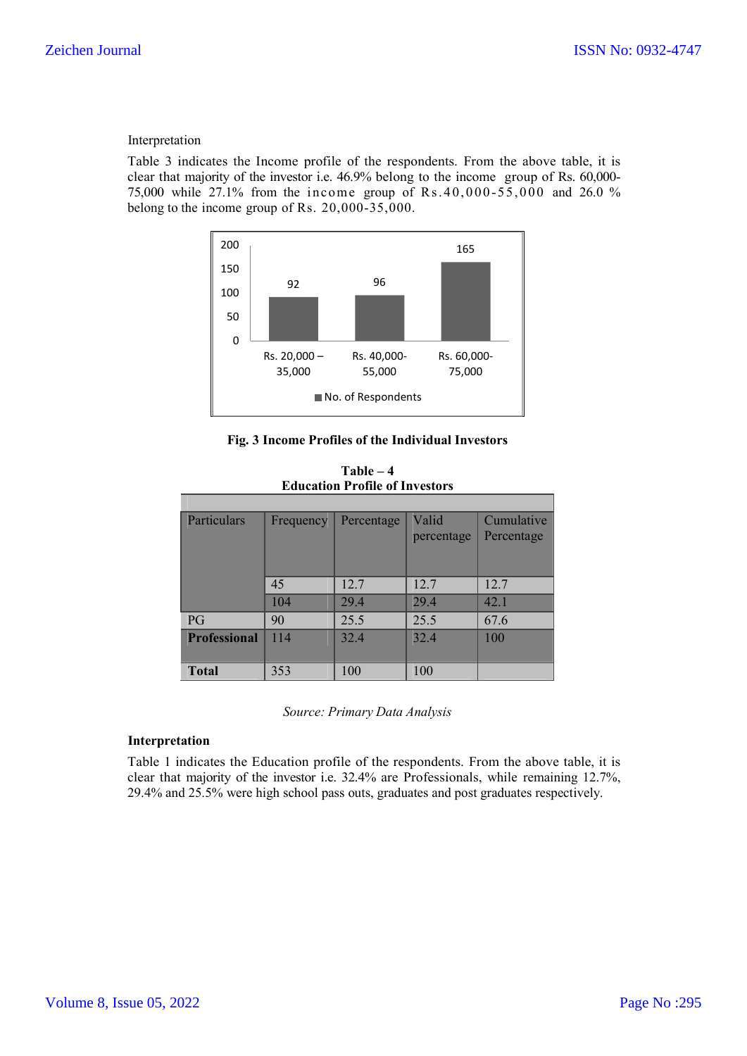Interpretation

Table 3 indicates the Income profile of the respondents. From the above table, it is clear that majority of the investor i.e. 46.9% belong to the income group of Rs. 60,000-75,000 while 27.1% from the income group of Rs.40,000-55,000 and 26.0 % belong to the income group of Rs. 20,000-35,000.

**Fig. 3 Income Profiles of the Individual Investors**

**Table – 4**
**Education Profile of Investors**

| Particulars | Frequency | Percentage | Valid percentage | Cumulative Percentage |
|---|---|---|---|---|
| | 45 | 12.7 | 12.7 | 12.7 |
| | 104 | 29.4 | 29.4 | 42.1 |
| PG | 90 | 25.5 | 25.5 | 67.6 |
| **Professional** | 114 | 32.4 | 32.4 | 100 |
| **Total** | 353 | 100 | 100 | |

*Source: Primary Data Analysis*

**Interpretation**

Table 1 indicates the Education profile of the respondents. From the above table, it is clear that majority of the investor i.e. 32.4% are Professionals, while remaining 12.7%, 29.4% and 25.5% were high school pass outs, graduates and post graduates respectively.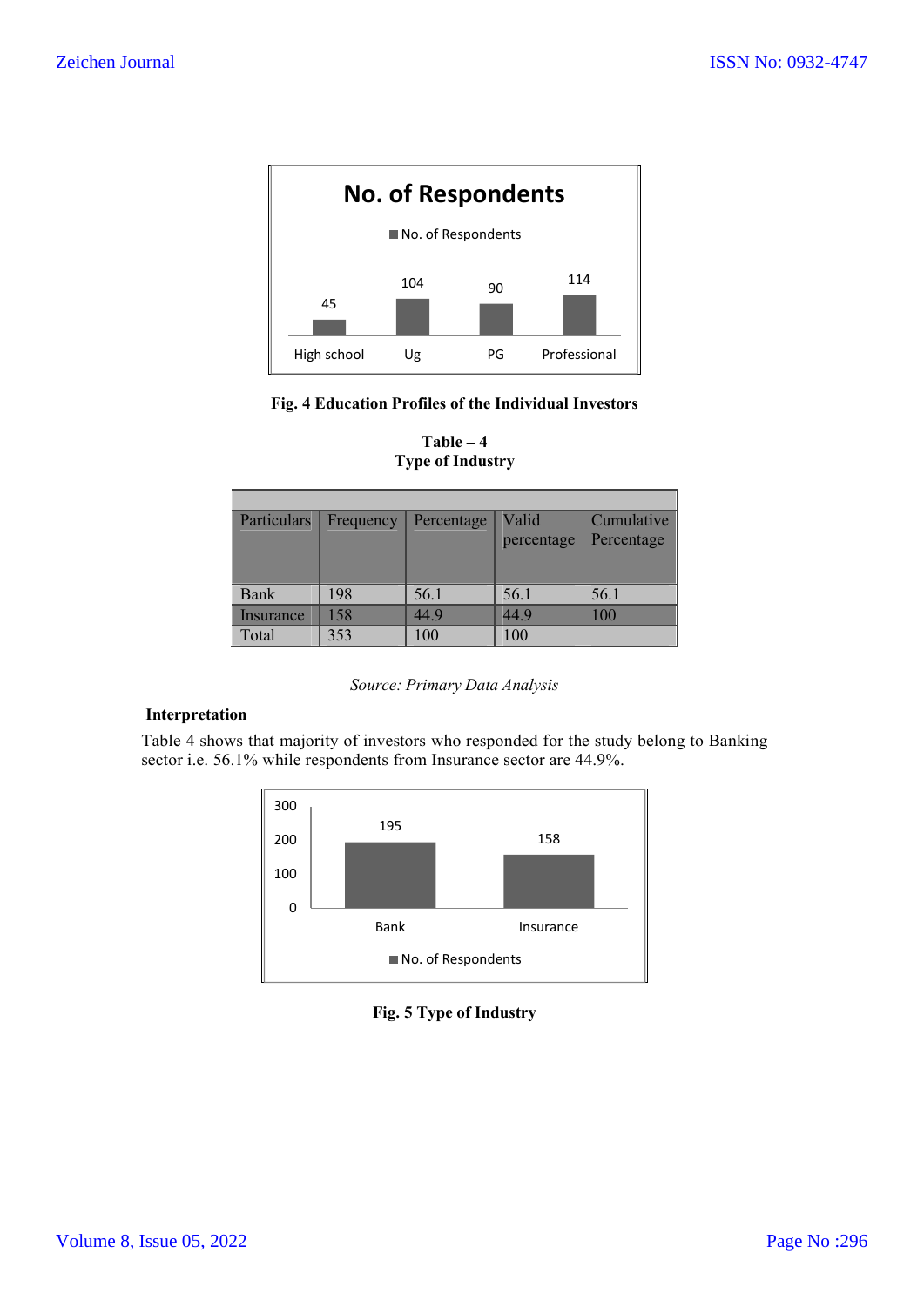No. of Respondents

■ No. of Respondents

| High school | Ug | PG | Professional |
|---|---|---|---|
| 45 | 104 | 90 | 114 |

**Fig. 4 Education Profiles of the Individual Investors**

**Table – 4**
**Type of Industry**

| Particulars | Frequency | Percentage | Valid percentage | Cumulative Percentage |
|---|---|---|---|---|
| Bank | 198 | 56.1 | 56.1 | 56.1 |
| Insurance | 158 | 44.9 | 44.9 | 100 |
| Total | 353 | 100 | 100 | |

*Source: Primary Data Analysis*

**Interpretation**

Table 4 shows that majority of investors who responded for the study belong to Banking sector i.e. 56.1% while respondents from Insurance sector are 44.9%.

| | Bank | Insurance |
|---|---|---|
| No. of Respondents | 195 | 158 |

**Fig. 5 Type of Industry**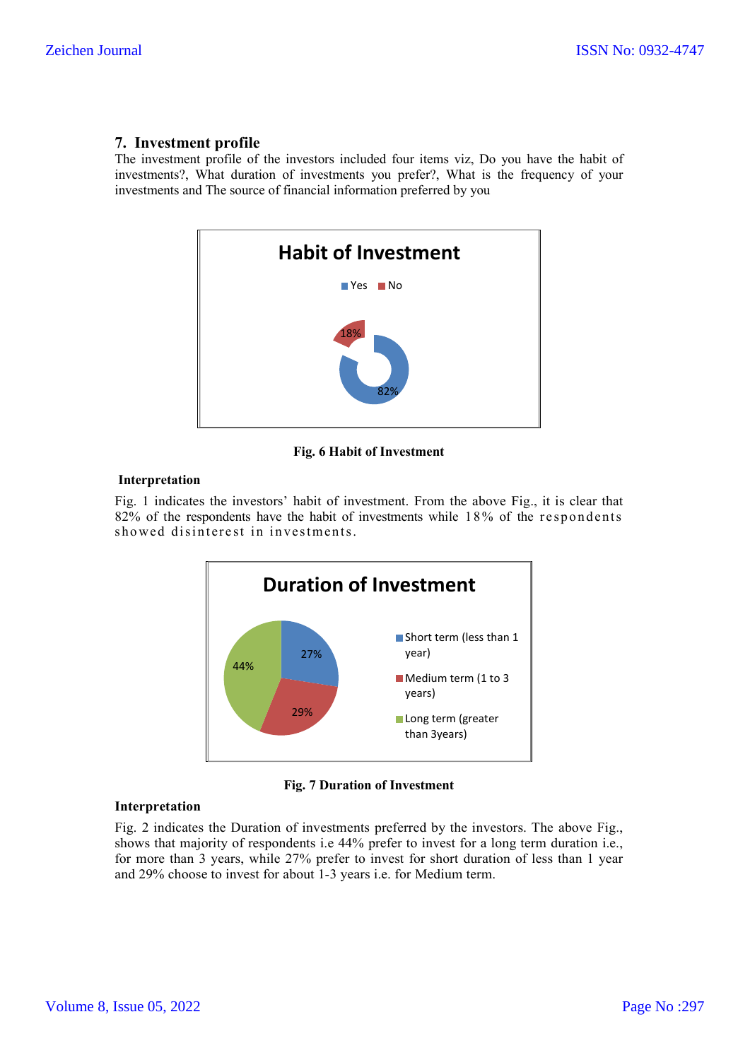## 7. Investment profile

The investment profile of the investors included four items viz, Do you have the habit of investments?, What duration of investments you prefer?, What is the frequency of your investments and The source of financial information preferred by you

Fig. 6 Habit of Investment

**Interpretation**

Fig. 1 indicates the investors' habit of investment. From the above Fig., it is clear that 82% of the respondents have the habit of investments while 18% of the respondents showed disinterest in investments.

Fig. 7 Duration of Investment

**Interpretation**

Fig. 2 indicates the Duration of investments preferred by the investors. The above Fig., shows that majority of respondents i.e 44% prefer to invest for a long term duration i.e., for more than 3 years, while 27% prefer to invest for short duration of less than 1 year and 29% choose to invest for about 1-3 years i.e. for Medium term.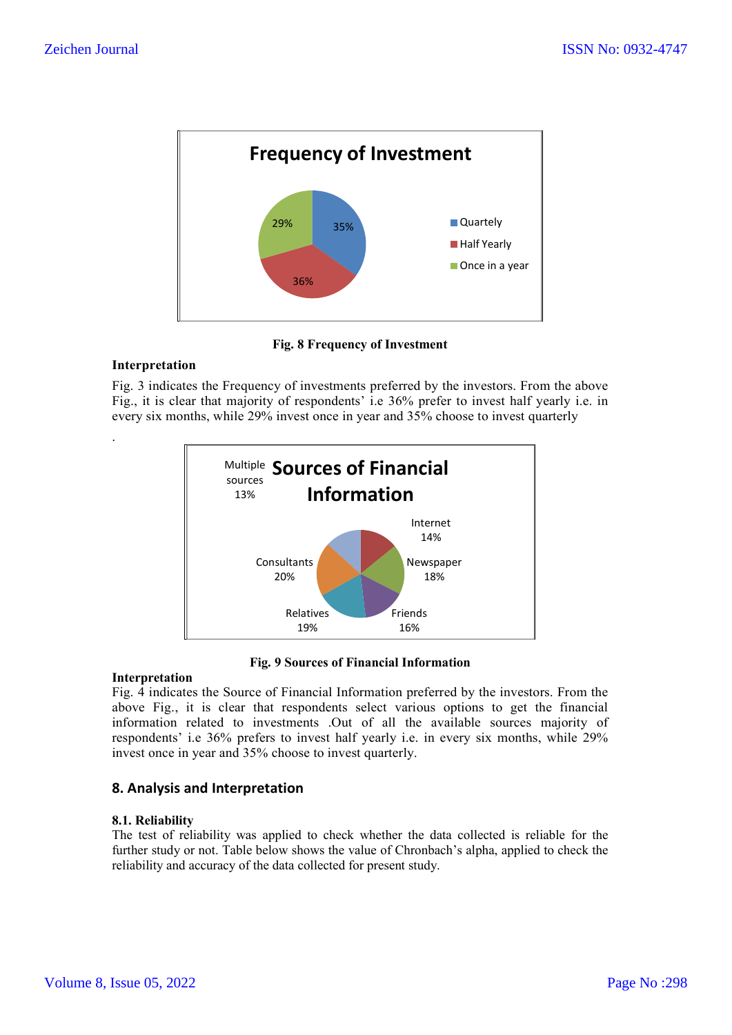**Fig. 8 Frequency of Investment**

**Interpretation**

Fig. 3 indicates the Frequency of investments preferred by the investors. From the above Fig., it is clear that majority of respondents' i.e 36% prefer to invest half yearly i.e. in every six months, while 29% invest once in year and 35% choose to invest quarterly

.

**Fig. 9 Sources of Financial Information**

**Interpretation**

Fig. 4 indicates the Source of Financial Information preferred by the investors. From the above Fig., it is clear that respondents select various options to get the financial information related to investments .Out of all the available sources majority of respondents' i.e 36% prefers to invest half yearly i.e. in every six months, while 29% invest once in year and 35% choose to invest quarterly.

## 8. Analysis and Interpretation

### 8.1. Reliability

The test of reliability was applied to check whether the data collected is reliable for the further study or not. Table below shows the value of Chronbach's alpha, applied to check the reliability and accuracy of the data collected for present study.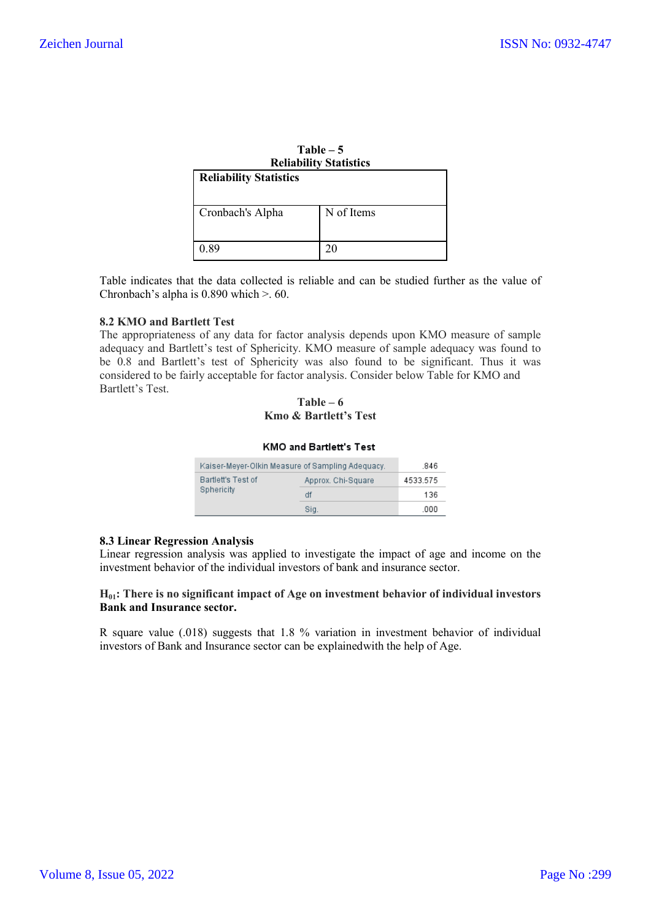**Table – 5**
**Reliability Statistics**

| Reliability Statistics | |
|---|---|
| Cronbach's Alpha | N of Items |
| 0.89 | 20 |

Table indicates that the data collected is reliable and can be studied further as the value of Chronbach's alpha is 0.890 which >. 60.

### 8.2 KMO and Bartlett Test

The appropriateness of any data for factor analysis depends upon KMO measure of sample adequacy and Bartlett's test of Sphericity. KMO measure of sample adequacy was found to be 0.8 and Bartlett's test of Sphericity was also found to be significant. Thus it was considered to be fairly acceptable for factor analysis. Consider below Table for KMO and Bartlett's Test.

**Table – 6**
**Kmo & Bartlett's Test**

**KMO and Bartlett's Test**

| | | |
|---|---|---|
| Kaiser-Meyer-Olkin Measure of Sampling Adequacy. | | .846 |
| Bartlett's Test of Sphericity | Approx. Chi-Square | 4533.575 |
| | df | 136 |
| | Sig. | .000 |

### 8.3 Linear Regression Analysis

Linear regression analysis was applied to investigate the impact of age and income on the investment behavior of the individual investors of bank and insurance sector.

**$H_{01}$: There is no significant impact of Age on investment behavior of individual investors Bank and Insurance sector.**

R square value (.018) suggests that 1.8 % variation in investment behavior of individual investors of Bank and Insurance sector can be explainedwith the help of Age.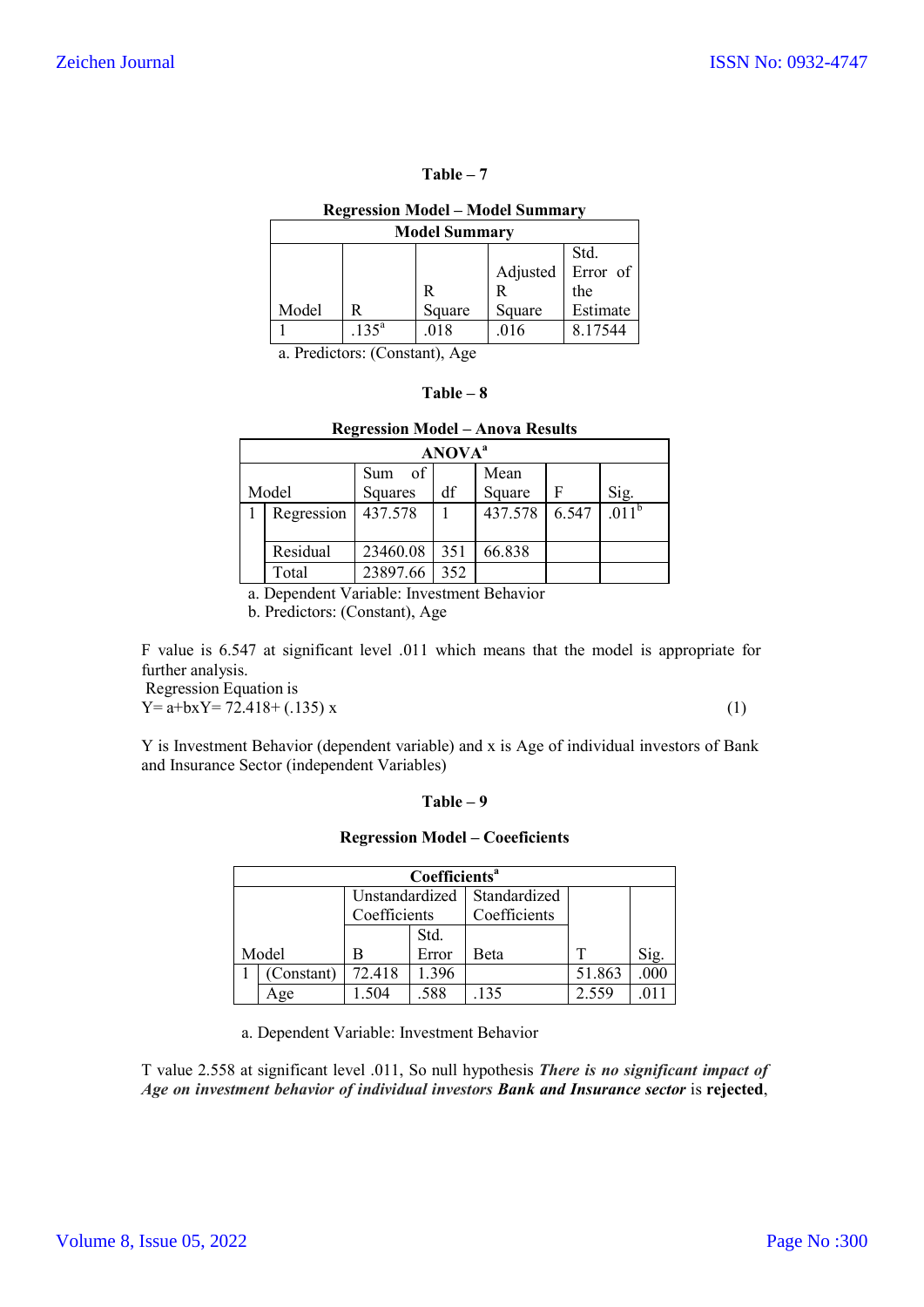**Table – 7**

**Regression Model – Model Summary**

| Model Summary | | | | |
|---|---|---|---|---|
| Model | R | R Square | Adjusted R Square | Std. Error of the Estimate |
| 1 | .135[a] | .018 | .016 | 8.17544 |

a. Predictors: (Constant), Age

**Table – 8**

**Regression Model – Anova Results**

| ANOVA[a] | | | | | | |
|---|---|---|---|---|---|---|
| Model | | Sum of Squares | df | Mean Square | F | Sig. |
| 1 | Regression | 437.578 | 1 | 437.578 | 6.547 | .011[b] |
| | Residual | 23460.08 | 351 | 66.838 | | |
| | Total | 23897.66 | 352 | | | |

a. Dependent Variable: Investment Behavior

b. Predictors: (Constant), Age

F value is 6.547 at significant level .011 which means that the model is appropriate for further analysis.

Regression Equation is

$$Y= a+bxY= 72.418+ (.135)\ x \quad (1)$$

Y is Investment Behavior (dependent variable) and x is Age of individual investors of Bank and Insurance Sector (independent Variables)

**Table – 9**

**Regression Model – Coeeficients**

| Coefficients[a] | | | | | | |
|---|---|---|---|---|---|---|
| | | Unstandardized Coefficients | | Standardized Coefficients | | |
| Model | | B | Std. Error | Beta | T | Sig. |
| 1 | (Constant) | 72.418 | 1.396 | | 51.863 | .000 |
| | Age | 1.504 | .588 | .135 | 2.559 | .011 |

a. Dependent Variable: Investment Behavior

T value 2.558 at significant level .011, So null hypothesis ***There is no significant impact of Age on investment behavior of individual investors Bank and Insurance sector*** is **rejected**,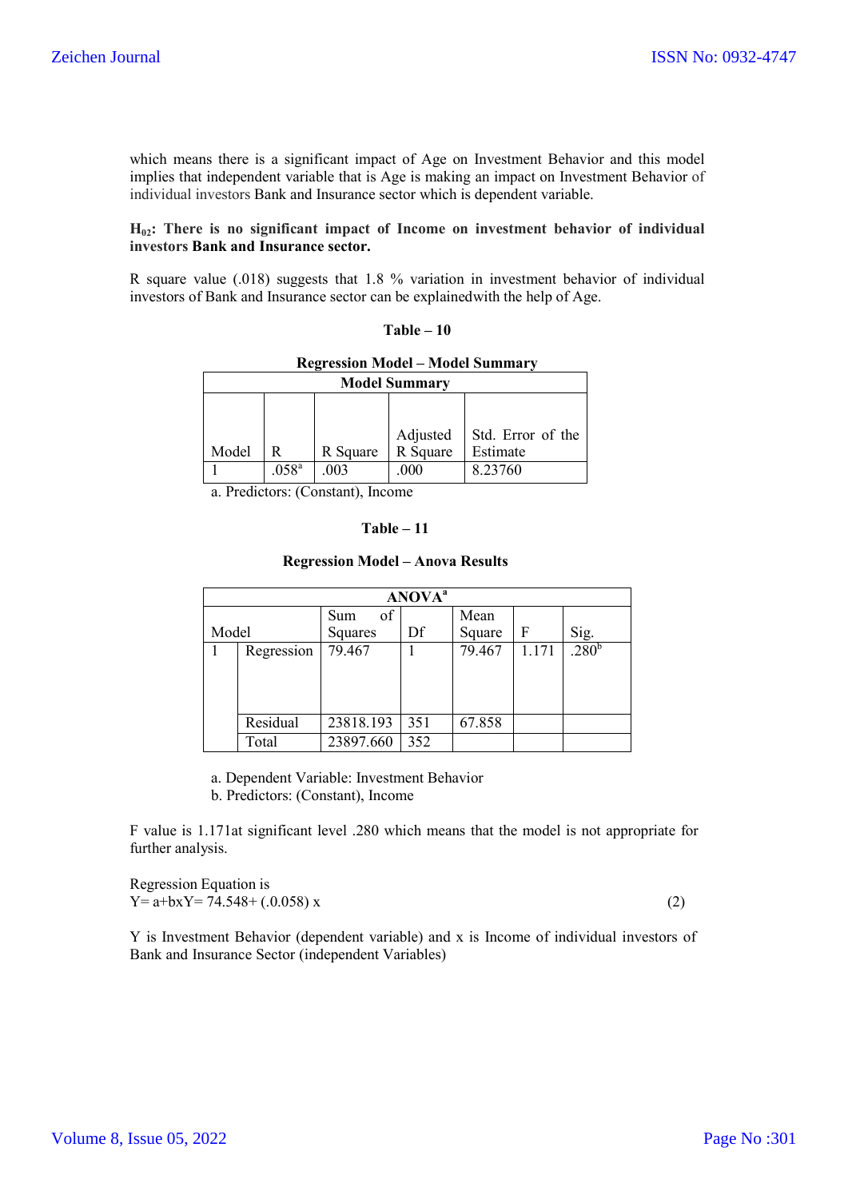which means there is a significant impact of Age on Investment Behavior and this model implies that independent variable that is Age is making an impact on Investment Behavior of individual investors Bank and Insurance sector which is dependent variable.

**$H_{02}$: There is no significant impact of Income on investment behavior of individual investors Bank and Insurance sector.**

R square value (.018) suggests that 1.8 % variation in investment behavior of individual investors of Bank and Insurance sector can be explainedwith the help of Age.

**Table – 10**

**Regression Model – Model Summary**

| Model Summary | | | | |
|---|---|---|---|---|
| Model | R | R Square | Adjusted R Square | Std. Error of the Estimate |
| 1 | .058[a] | .003 | .000 | 8.23760 |

a. Predictors: (Constant), Income

**Table – 11**

**Regression Model – Anova Results**

| ANOVA[a] | | | | | | |
|---|---|---|---|---|---|---|
| Model | | Sum of Squares | Df | Mean Square | F | Sig. |
| 1 | Regression | 79.467 | 1 | 79.467 | 1.171 | .280[b] |
| | Residual | 23818.193 | 351 | 67.858 | | |
| | Total | 23897.660 | 352 | | | |

a. Dependent Variable: Investment Behavior
b. Predictors: (Constant), Income

F value is 1.171at significant level .280 which means that the model is not appropriate for further analysis.

Regression Equation is

$$Y= a+bxY= 74.548+ (.0.058)\ x \tag{2}$$

Y is Investment Behavior (dependent variable) and x is Income of individual investors of Bank and Insurance Sector (independent Variables)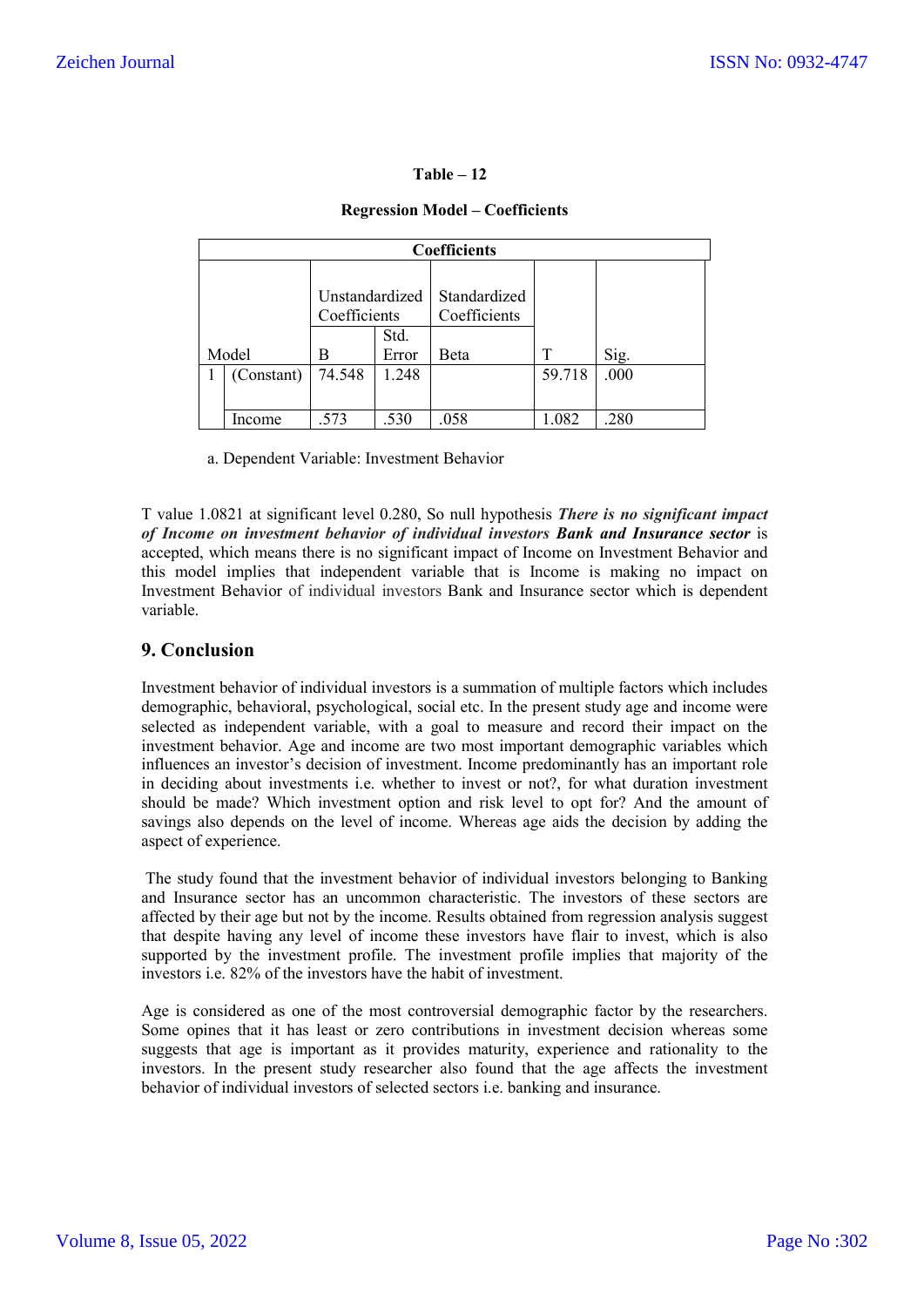**Table – 12**

**Regression Model – Coefficients**

| Coefficients | | | | | | |
|---|---|---|---|---|---|---|
| Model | | Unstandardized Coefficients | | Standardized Coefficients | T | Sig. |
| | | B | Std. Error | Beta | | |
| 1 | (Constant) | 74.548 | 1.248 | | 59.718 | .000 |
| | Income | .573 | .530 | .058 | 1.082 | .280 |

a. Dependent Variable: Investment Behavior

T value 1.0821 at significant level 0.280, So null hypothesis ***There is no significant impact of Income on investment behavior of individual investors Bank and Insurance sector*** is accepted, which means there is no significant impact of Income on Investment Behavior and this model implies that independent variable that is Income is making no impact on Investment Behavior of individual investors Bank and Insurance sector which is dependent variable.

## 9. Conclusion

Investment behavior of individual investors is a summation of multiple factors which includes demographic, behavioral, psychological, social etc. In the present study age and income were selected as independent variable, with a goal to measure and record their impact on the investment behavior. Age and income are two most important demographic variables which influences an investor's decision of investment. Income predominantly has an important role in deciding about investments i.e. whether to invest or not?, for what duration investment should be made? Which investment option and risk level to opt for? And the amount of savings also depends on the level of income. Whereas age aids the decision by adding the aspect of experience.

The study found that the investment behavior of individual investors belonging to Banking and Insurance sector has an uncommon characteristic. The investors of these sectors are affected by their age but not by the income. Results obtained from regression analysis suggest that despite having any level of income these investors have flair to invest, which is also supported by the investment profile. The investment profile implies that majority of the investors i.e. 82% of the investors have the habit of investment.

Age is considered as one of the most controversial demographic factor by the researchers. Some opines that it has least or zero contributions in investment decision whereas some suggests that age is important as it provides maturity, experience and rationality to the investors. In the present study researcher also found that the age affects the investment behavior of individual investors of selected sectors i.e. banking and insurance.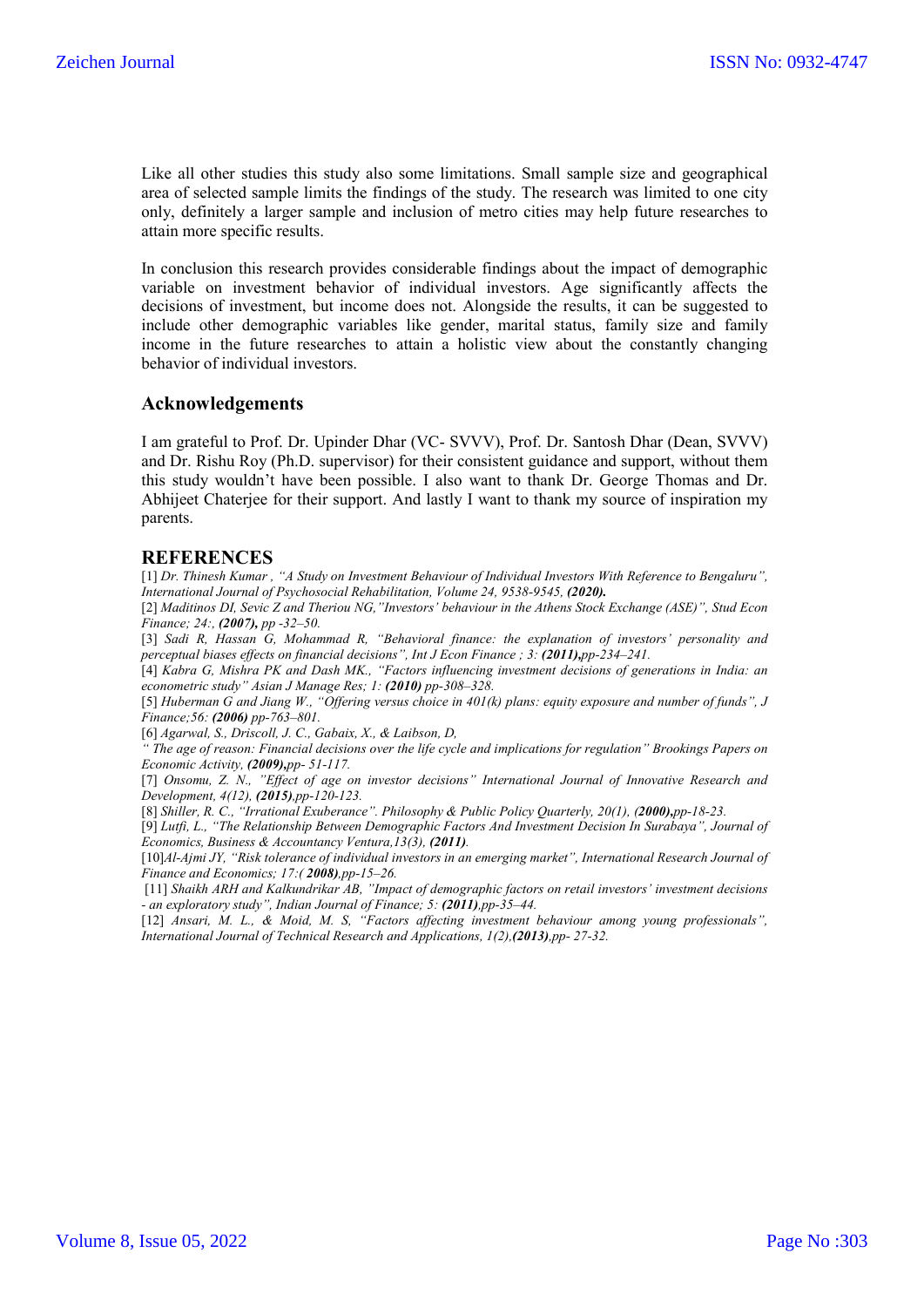Like all other studies this study also some limitations. Small sample size and geographical area of selected sample limits the findings of the study. The research was limited to one city only, definitely a larger sample and inclusion of metro cities may help future researches to attain more specific results.

In conclusion this research provides considerable findings about the impact of demographic variable on investment behavior of individual investors. Age significantly affects the decisions of investment, but income does not. Alongside the results, it can be suggested to include other demographic variables like gender, marital status, family size and family income in the future researches to attain a holistic view about the constantly changing behavior of individual investors.

## Acknowledgements

I am grateful to Prof. Dr. Upinder Dhar (VC- SVVV), Prof. Dr. Santosh Dhar (Dean, SVVV) and Dr. Rishu Roy (Ph.D. supervisor) for their consistent guidance and support, without them this study wouldn't have been possible. I also want to thank Dr. George Thomas and Dr. Abhijeet Chaterjee for their support. And lastly I want to thank my source of inspiration my parents.

## REFERENCES

[1] *Dr. Thinesh Kumar , "A Study on Investment Behaviour of Individual Investors With Reference to Bengaluru", International Journal of Psychosocial Rehabilitation, Volume 24, 9538-9545, **(2020).***

[2] *Maditinos DI, Sevic Z and Theriou NG,"Investors' behaviour in the Athens Stock Exchange (ASE)", Stud Econ Finance; 24:, **(2007),** pp -32–50.*

[3] *Sadi R, Hassan G, Mohammad R, "Behavioral finance: the explanation of investors' personality and perceptual biases effects on financial decisions", Int J Econ Finance ; 3: **(2011),**pp-234–241.*

[4] *Kabra G, Mishra PK and Dash MK., "Factors influencing investment decisions of generations in India: an econometric study" Asian J Manage Res; 1: **(2010)** pp-308–328.*

[5] *Huberman G and Jiang W., "Offering versus choice in 401(k) plans: equity exposure and number of funds", J Finance;56: **(2006)** pp-763–801.*

[6] *Agarwal, S., Driscoll, J. C., Gabaix, X., & Laibson, D,*
*" The age of reason: Financial decisions over the life cycle and implications for regulation" Brookings Papers on Economic Activity, **(2009),**pp- 51-117.*

[7] *Onsomu, Z. N., "Effect of age on investor decisions" International Journal of Innovative Research and Development, 4(12), **(2015)**,pp-120-123.*

[8] *Shiller, R. C., "Irrational Exuberance". Philosophy & Public Policy Quarterly, 20(1), **(2000),**pp-18-23.*

[9] *Lutfi, L., "The Relationship Between Demographic Factors And Investment Decision In Surabaya", Journal of Economics, Business & Accountancy Ventura,13(3), **(2011)**.*

[10]*Al-Ajmi JY, "Risk tolerance of individual investors in an emerging market", International Research Journal of Finance and Economics; 17:( **2008)**,pp-15–26.*

[11] *Shaikh ARH and Kalkundrikar AB, "Impact of demographic factors on retail investors' investment decisions - an exploratory study", Indian Journal of Finance; 5: **(2011)**,pp-35–44.*

[12] *Ansari, M. L., & Moid, M. S, "Factors affecting investment behaviour among young professionals", International Journal of Technical Research and Applications, 1(2),**(2013)**,pp- 27-32.*